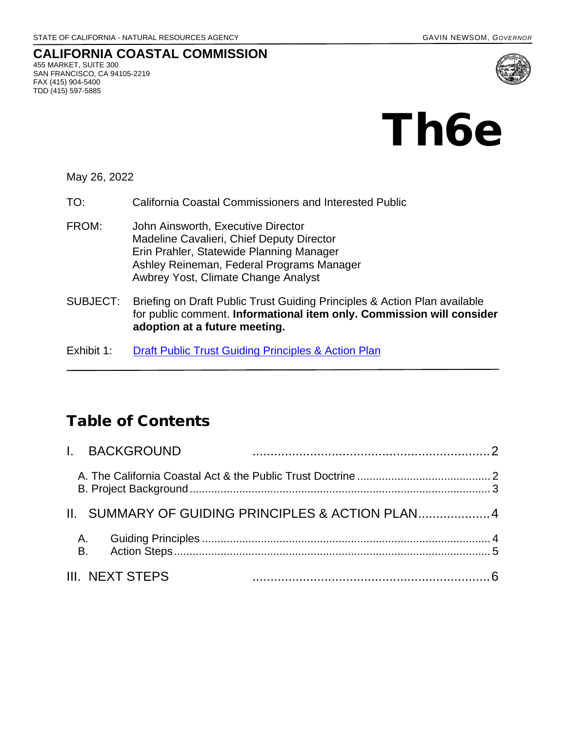STATE OF CALIFORNIA - NATURAL RESOURCES AGENCY GAVIN NEWSOM, *GOVERNOR*

**CALIFORNIA COASTAL COMMISSION**
455 MARKET, SUITE 300
SAN FRANCISCO, CA 94105-2219
FAX (415) 904-5400
TDD (415) 597-5885

# Th6e

May 26, 2022

TO: California Coastal Commissioners and Interested Public

FROM: John Ainsworth, Executive Director
Madeline Cavalieri, Chief Deputy Director
Erin Prahler, Statewide Planning Manager
Ashley Reineman, Federal Programs Manager
Awbrey Yost, Climate Change Analyst

SUBJECT: Briefing on Draft Public Trust Guiding Principles & Action Plan available for public comment. **Informational item only. Commission will consider adoption at a future meeting.**

Exhibit 1: Draft Public Trust Guiding Principles & Action Plan

---

## Table of Contents

I. BACKGROUND .................................................................... 2

A. The California Coastal Act & the Public Trust Doctrine .......................................... 2
B. Project Background ................................................................................................ 3

II. SUMMARY OF GUIDING PRINCIPLES & ACTION PLAN .................... 4

A. Guiding Principles ........................................................................................ 4
B. Action Steps ................................................................................................. 5

III. NEXT STEPS .................................................................... 6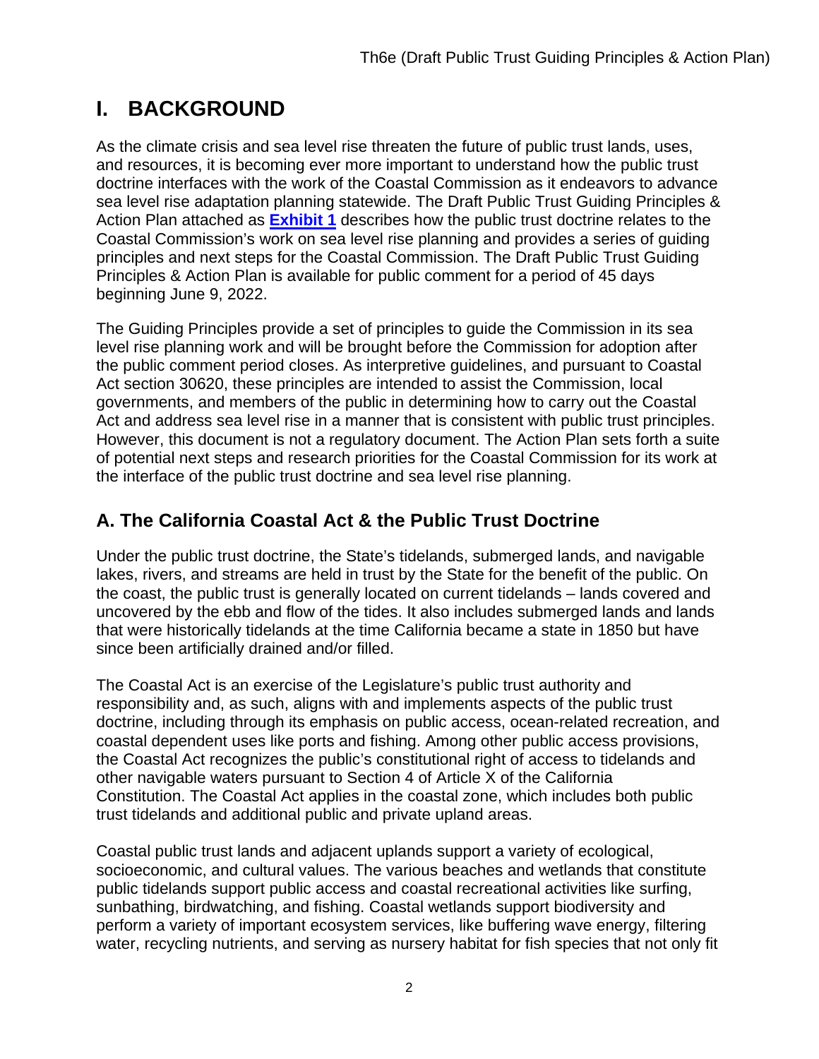# I. BACKGROUND

As the climate crisis and sea level rise threaten the future of public trust lands, uses, and resources, it is becoming ever more important to understand how the public trust doctrine interfaces with the work of the Coastal Commission as it endeavors to advance sea level rise adaptation planning statewide. The Draft Public Trust Guiding Principles & Action Plan attached as **Exhibit 1** describes how the public trust doctrine relates to the Coastal Commission's work on sea level rise planning and provides a series of guiding principles and next steps for the Coastal Commission. The Draft Public Trust Guiding Principles & Action Plan is available for public comment for a period of 45 days beginning June 9, 2022.

The Guiding Principles provide a set of principles to guide the Commission in its sea level rise planning work and will be brought before the Commission for adoption after the public comment period closes. As interpretive guidelines, and pursuant to Coastal Act section 30620, these principles are intended to assist the Commission, local governments, and members of the public in determining how to carry out the Coastal Act and address sea level rise in a manner that is consistent with public trust principles. However, this document is not a regulatory document. The Action Plan sets forth a suite of potential next steps and research priorities for the Coastal Commission for its work at the interface of the public trust doctrine and sea level rise planning.

## A. The California Coastal Act & the Public Trust Doctrine

Under the public trust doctrine, the State's tidelands, submerged lands, and navigable lakes, rivers, and streams are held in trust by the State for the benefit of the public. On the coast, the public trust is generally located on current tidelands – lands covered and uncovered by the ebb and flow of the tides. It also includes submerged lands and lands that were historically tidelands at the time California became a state in 1850 but have since been artificially drained and/or filled.

The Coastal Act is an exercise of the Legislature's public trust authority and responsibility and, as such, aligns with and implements aspects of the public trust doctrine, including through its emphasis on public access, ocean-related recreation, and coastal dependent uses like ports and fishing. Among other public access provisions, the Coastal Act recognizes the public's constitutional right of access to tidelands and other navigable waters pursuant to Section 4 of Article X of the California Constitution. The Coastal Act applies in the coastal zone, which includes both public trust tidelands and additional public and private upland areas.

Coastal public trust lands and adjacent uplands support a variety of ecological, socioeconomic, and cultural values. The various beaches and wetlands that constitute public tidelands support public access and coastal recreational activities like surfing, sunbathing, birdwatching, and fishing. Coastal wetlands support biodiversity and perform a variety of important ecosystem services, like buffering wave energy, filtering water, recycling nutrients, and serving as nursery habitat for fish species that not only fit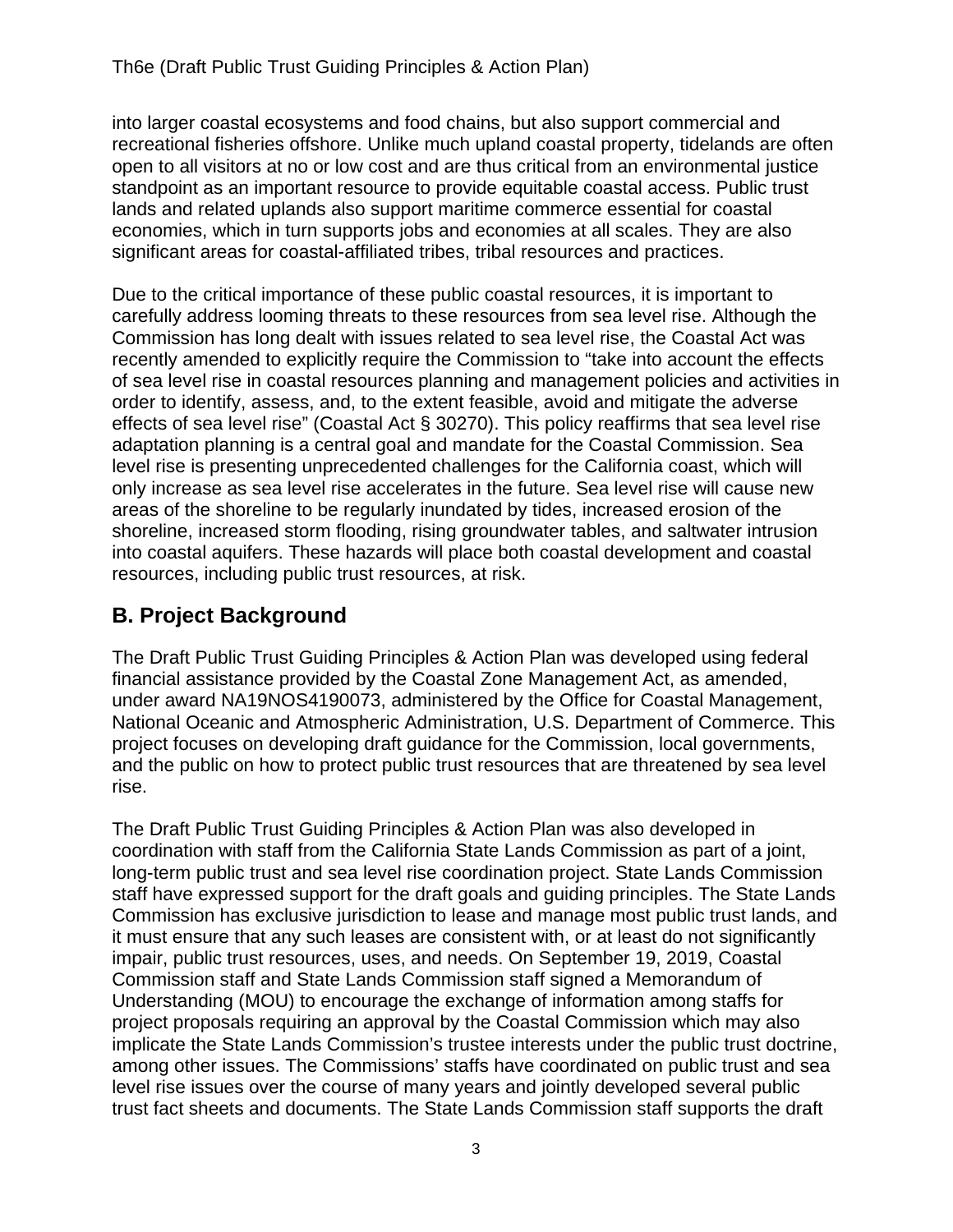into larger coastal ecosystems and food chains, but also support commercial and recreational fisheries offshore. Unlike much upland coastal property, tidelands are often open to all visitors at no or low cost and are thus critical from an environmental justice standpoint as an important resource to provide equitable coastal access. Public trust lands and related uplands also support maritime commerce essential for coastal economies, which in turn supports jobs and economies at all scales. They are also significant areas for coastal-affiliated tribes, tribal resources and practices.

Due to the critical importance of these public coastal resources, it is important to carefully address looming threats to these resources from sea level rise. Although the Commission has long dealt with issues related to sea level rise, the Coastal Act was recently amended to explicitly require the Commission to "take into account the effects of sea level rise in coastal resources planning and management policies and activities in order to identify, assess, and, to the extent feasible, avoid and mitigate the adverse effects of sea level rise" (Coastal Act § 30270). This policy reaffirms that sea level rise adaptation planning is a central goal and mandate for the Coastal Commission. Sea level rise is presenting unprecedented challenges for the California coast, which will only increase as sea level rise accelerates in the future. Sea level rise will cause new areas of the shoreline to be regularly inundated by tides, increased erosion of the shoreline, increased storm flooding, rising groundwater tables, and saltwater intrusion into coastal aquifers. These hazards will place both coastal development and coastal resources, including public trust resources, at risk.

## B. Project Background

The Draft Public Trust Guiding Principles & Action Plan was developed using federal financial assistance provided by the Coastal Zone Management Act, as amended, under award NA19NOS4190073, administered by the Office for Coastal Management, National Oceanic and Atmospheric Administration, U.S. Department of Commerce. This project focuses on developing draft guidance for the Commission, local governments, and the public on how to protect public trust resources that are threatened by sea level rise.

The Draft Public Trust Guiding Principles & Action Plan was also developed in coordination with staff from the California State Lands Commission as part of a joint, long-term public trust and sea level rise coordination project. State Lands Commission staff have expressed support for the draft goals and guiding principles. The State Lands Commission has exclusive jurisdiction to lease and manage most public trust lands, and it must ensure that any such leases are consistent with, or at least do not significantly impair, public trust resources, uses, and needs. On September 19, 2019, Coastal Commission staff and State Lands Commission staff signed a Memorandum of Understanding (MOU) to encourage the exchange of information among staffs for project proposals requiring an approval by the Coastal Commission which may also implicate the State Lands Commission's trustee interests under the public trust doctrine, among other issues. The Commissions' staffs have coordinated on public trust and sea level rise issues over the course of many years and jointly developed several public trust fact sheets and documents. The State Lands Commission staff supports the draft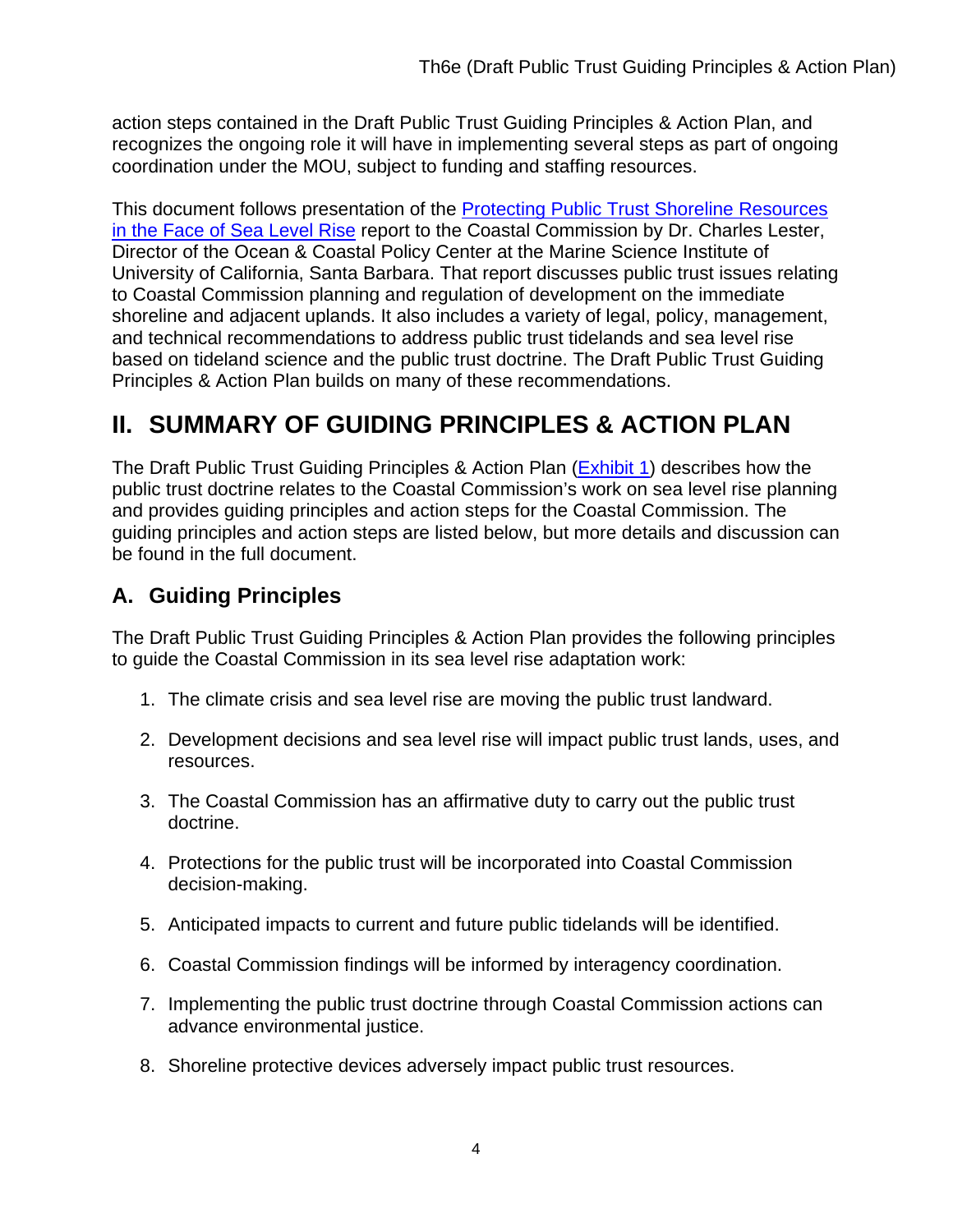action steps contained in the Draft Public Trust Guiding Principles & Action Plan, and recognizes the ongoing role it will have in implementing several steps as part of ongoing coordination under the MOU, subject to funding and staffing resources.

This document follows presentation of the [Protecting Public Trust Shoreline Resources in the Face of Sea Level Rise]() report to the Coastal Commission by Dr. Charles Lester, Director of the Ocean & Coastal Policy Center at the Marine Science Institute of University of California, Santa Barbara. That report discusses public trust issues relating to Coastal Commission planning and regulation of development on the immediate shoreline and adjacent uplands. It also includes a variety of legal, policy, management, and technical recommendations to address public trust tidelands and sea level rise based on tideland science and the public trust doctrine. The Draft Public Trust Guiding Principles & Action Plan builds on many of these recommendations.

## II. SUMMARY OF GUIDING PRINCIPLES & ACTION PLAN

The Draft Public Trust Guiding Principles & Action Plan ([Exhibit 1]()) describes how the public trust doctrine relates to the Coastal Commission's work on sea level rise planning and provides guiding principles and action steps for the Coastal Commission. The guiding principles and action steps are listed below, but more details and discussion can be found in the full document.

### A. Guiding Principles

The Draft Public Trust Guiding Principles & Action Plan provides the following principles to guide the Coastal Commission in its sea level rise adaptation work:

1. The climate crisis and sea level rise are moving the public trust landward.
2. Development decisions and sea level rise will impact public trust lands, uses, and resources.
3. The Coastal Commission has an affirmative duty to carry out the public trust doctrine.
4. Protections for the public trust will be incorporated into Coastal Commission decision-making.
5. Anticipated impacts to current and future public tidelands will be identified.
6. Coastal Commission findings will be informed by interagency coordination.
7. Implementing the public trust doctrine through Coastal Commission actions can advance environmental justice.
8. Shoreline protective devices adversely impact public trust resources.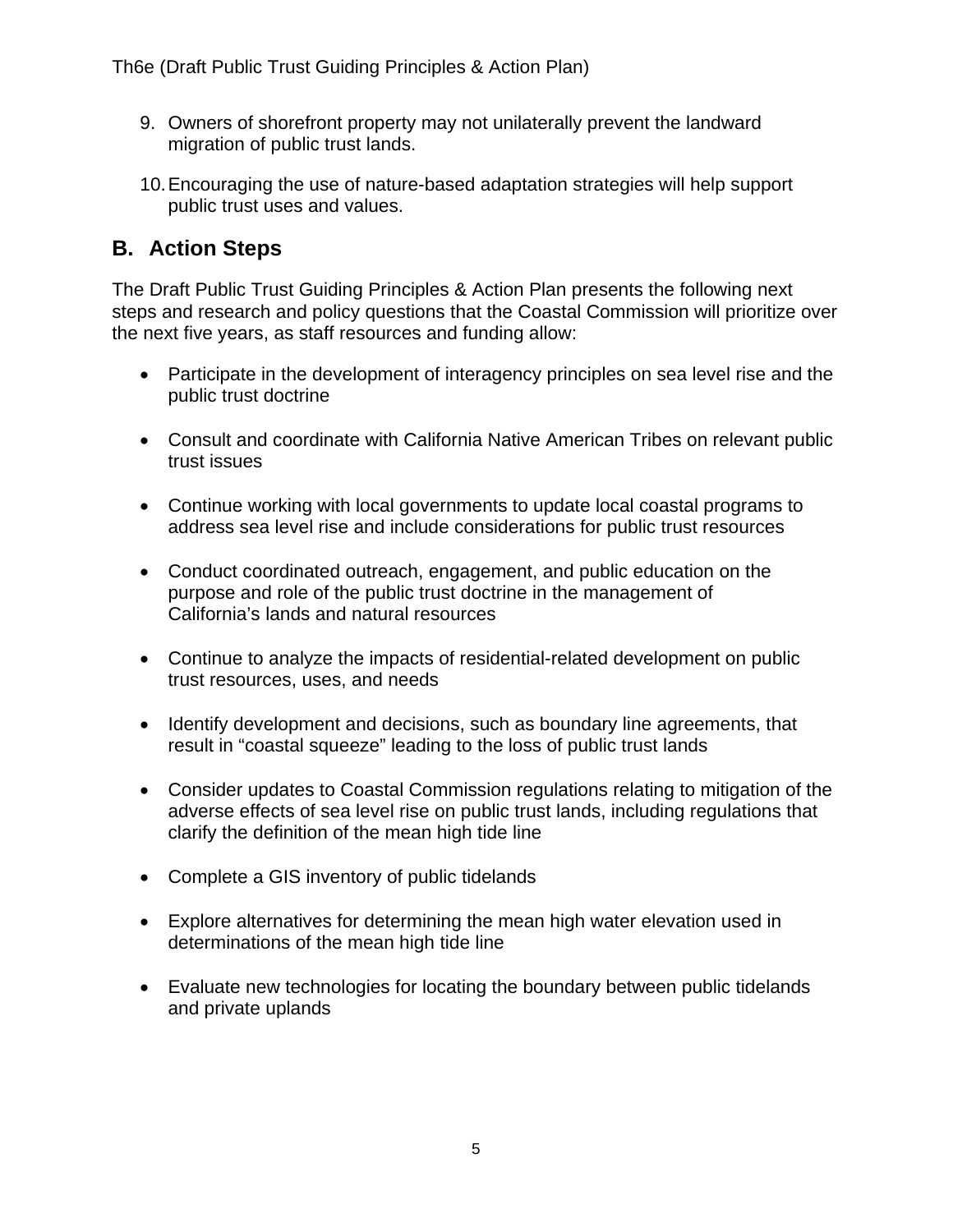9. Owners of shorefront property may not unilaterally prevent the landward migration of public trust lands.

10. Encouraging the use of nature-based adaptation strategies will help support public trust uses and values.

## B. Action Steps

The Draft Public Trust Guiding Principles & Action Plan presents the following next steps and research and policy questions that the Coastal Commission will prioritize over the next five years, as staff resources and funding allow:

- Participate in the development of interagency principles on sea level rise and the public trust doctrine

- Consult and coordinate with California Native American Tribes on relevant public trust issues

- Continue working with local governments to update local coastal programs to address sea level rise and include considerations for public trust resources

- Conduct coordinated outreach, engagement, and public education on the purpose and role of the public trust doctrine in the management of California's lands and natural resources

- Continue to analyze the impacts of residential-related development on public trust resources, uses, and needs

- Identify development and decisions, such as boundary line agreements, that result in "coastal squeeze" leading to the loss of public trust lands

- Consider updates to Coastal Commission regulations relating to mitigation of the adverse effects of sea level rise on public trust lands, including regulations that clarify the definition of the mean high tide line

- Complete a GIS inventory of public tidelands

- Explore alternatives for determining the mean high water elevation used in determinations of the mean high tide line

- Evaluate new technologies for locating the boundary between public tidelands and private uplands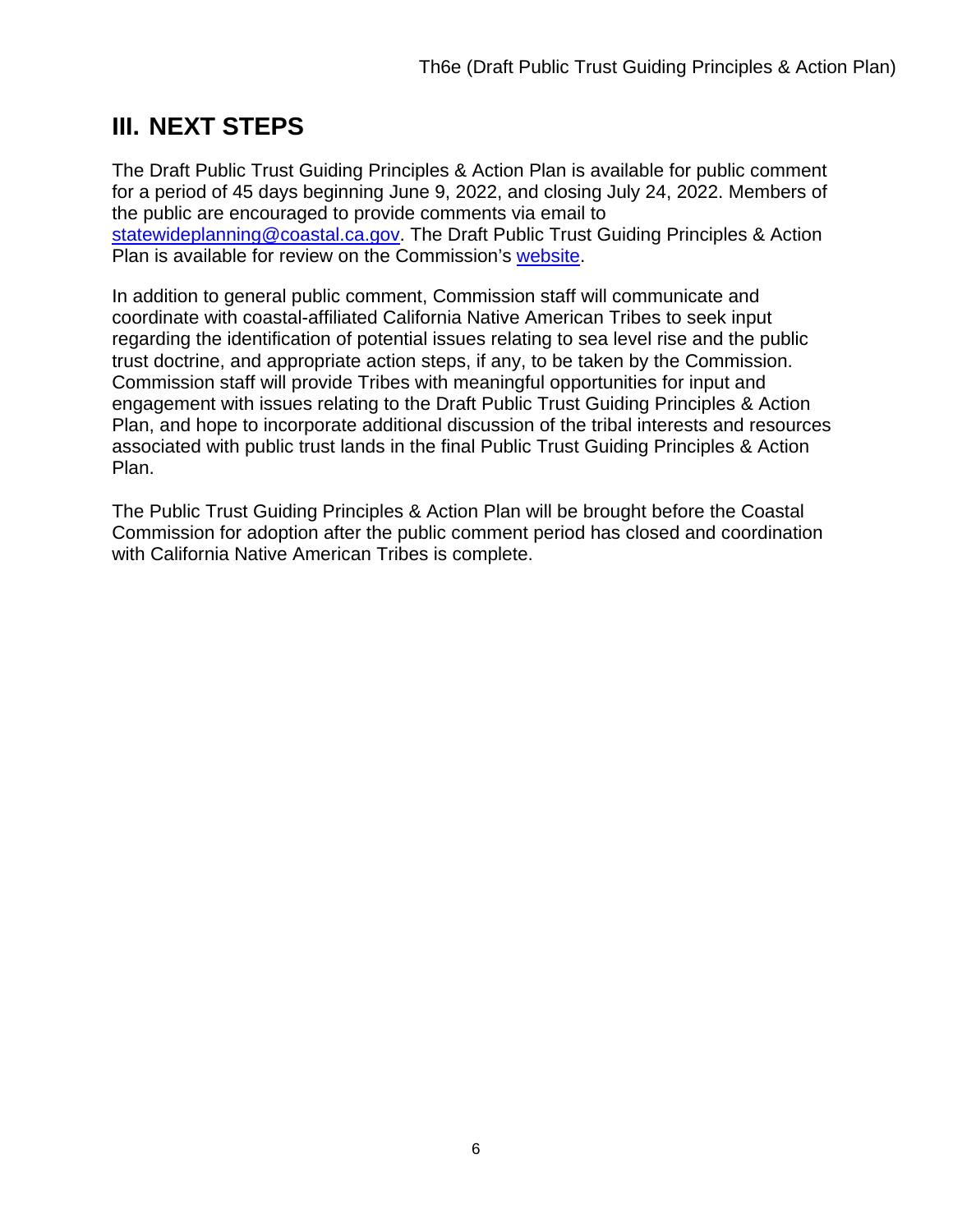## III. NEXT STEPS

The Draft Public Trust Guiding Principles & Action Plan is available for public comment for a period of 45 days beginning June 9, 2022, and closing July 24, 2022. Members of the public are encouraged to provide comments via email to statewideplanning@coastal.ca.gov. The Draft Public Trust Guiding Principles & Action Plan is available for review on the Commission's website.

In addition to general public comment, Commission staff will communicate and coordinate with coastal-affiliated California Native American Tribes to seek input regarding the identification of potential issues relating to sea level rise and the public trust doctrine, and appropriate action steps, if any, to be taken by the Commission. Commission staff will provide Tribes with meaningful opportunities for input and engagement with issues relating to the Draft Public Trust Guiding Principles & Action Plan, and hope to incorporate additional discussion of the tribal interests and resources associated with public trust lands in the final Public Trust Guiding Principles & Action Plan.

The Public Trust Guiding Principles & Action Plan will be brought before the Coastal Commission for adoption after the public comment period has closed and coordination with California Native American Tribes is complete.